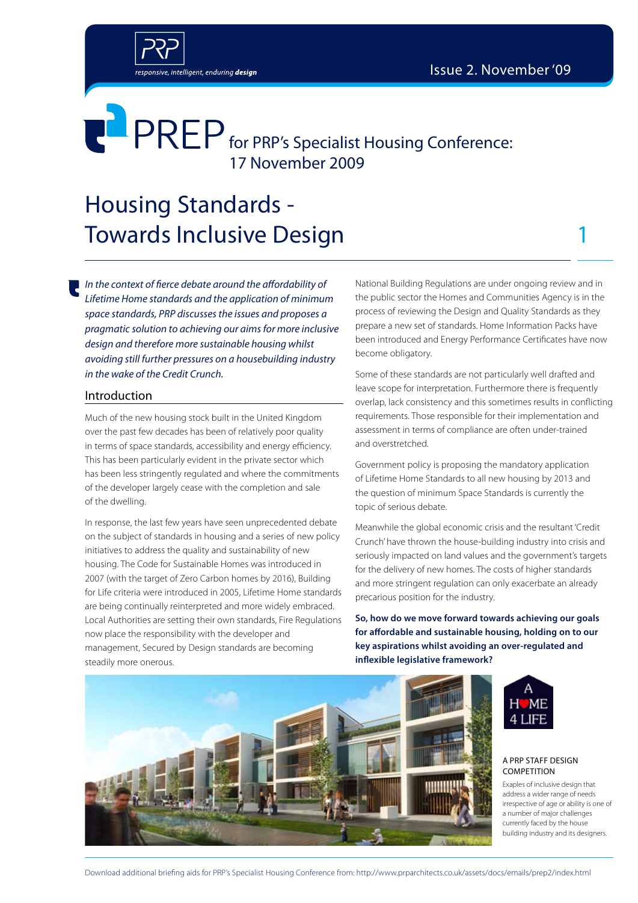# PREP for PRP's Specialist Housing Conference: 17 November 2009

## Housing Standards - Towards Inclusive Design

*In the context of fierce debate around the affordability of Lifetime Home standards and the application of minimum space standards, PRP discusses the issues and proposes a pragmatic solution to achieving our aims for more inclusive design and therefore more sustainable housing whilst avoiding still further pressures on a housebuilding industry in the wake of the Credit Crunch.*

### Introduction

Much of the new housing stock built in the United Kingdom over the past few decades has been of relatively poor quality in terms of space standards, accessibility and energy efficiency. This has been particularly evident in the private sector which has been less stringently regulated and where the commitments of the developer largely cease with the completion and sale of the dwelling.

In response, the last few years have seen unprecedented debate on the subject of standards in housing and a series of new policy initiatives to address the quality and sustainability of new housing. The Code for Sustainable Homes was introduced in 2007 (with the target of Zero Carbon homes by 2016), Building for Life criteria were introduced in 2005, Lifetime Home standards are being continually reinterpreted and more widely embraced. Local Authorities are setting their own standards, Fire Regulations now place the responsibility with the developer and management, Secured by Design standards are becoming steadily more onerous.

National Building Regulations are under ongoing review and in the public sector the Homes and Communities Agency is in the process of reviewing the Design and Quality Standards as they prepare a new set of standards. Home Information Packs have been introduced and Energy Performance Certificates have now become obligatory.

Some of these standards are not particularly well drafted and leave scope for interpretation. Furthermore there is frequently overlap, lack consistency and this sometimes results in conflicting requirements. Those responsible for their implementation and assessment in terms of compliance are often under-trained and overstretched.

Government policy is proposing the mandatory application of Lifetime Home Standards to all new housing by 2013 and the question of minimum Space Standards is currently the topic of serious debate.

Meanwhile the global economic crisis and the resultant 'Credit Crunch' have thrown the house-building industry into crisis and seriously impacted on land values and the government's targets for the delivery of new homes. The costs of higher standards and more stringent regulation can only exacerbate an already precarious position for the industry.

**So, how do we move forward towards achieving our goals for affordable and sustainable housing, holding on to our key aspirations whilst avoiding an over-regulated and inflexible legislative framework?**

A HOME 4 LIFE

A PRP STAFF DESIGN COMPETITION

Exaples of inclusive design that address a wider range of needs irrespective of age or ability is one of a number of major challenges currently faced by the house building industry and its designers.

Download additional briefing aids for PRP's Specialist Housing Conference from: http://www.prparchitects.co.uk/assets/docs/emails/prep2/index.html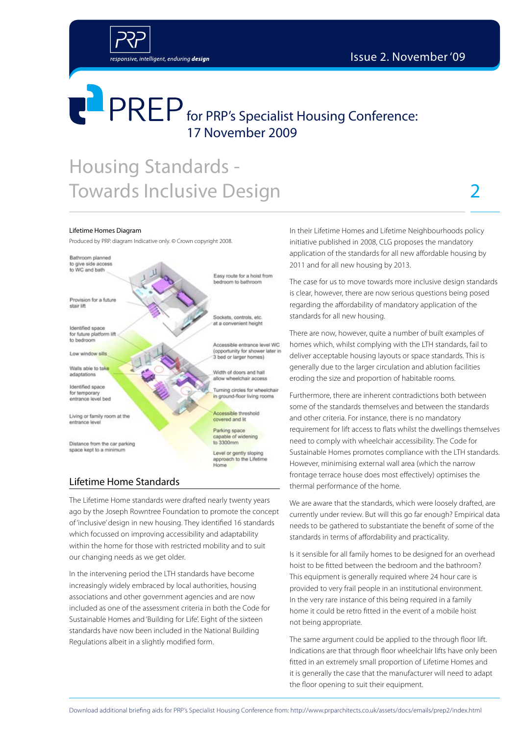# PREP for PRP's Specialist Housing Conference: 17 November 2009

## Housing Standards - Towards Inclusive Design

Lifetime Homes Diagram

Produced by PRP. diagram Indicative only. © Crown copyright 2008.

Bathroom planned to give side access to WC and bath

Provision for a future stair lift

Identified space for future platform lift to bedroom

Low window sills

Walls able to take adaptations

Identified space for temporary entrance level bed

Living or family room at the entrance level

Distance from the car parking space kept to a minimum

Easy route for a hoist from bedroom to bathroom

Sockets, controls, etc. at a convenient height

Accessible entrance level WC (opportunity for shower later in 3 bed or larger homes)

Width of doors and hall allow wheelchair access

Turning circles for wheelchair in ground-floor living rooms

Accessible threshold covered and lit

Parking space capable of widening to 3300mm

Level or gently sloping approach to the Lifetime Home

### Lifetime Home Standards

The Lifetime Home standards were drafted nearly twenty years ago by the Joseph Rowntree Foundation to promote the concept of 'inclusive' design in new housing. They identified 16 standards which focussed on improving accessibility and adaptability within the home for those with restricted mobility and to suit our changing needs as we get older.

In the intervening period the LTH standards have become increasingly widely embraced by local authorities, housing associations and other government agencies and are now included as one of the assessment criteria in both the Code for Sustainable Homes and 'Building for Life'. Eight of the sixteen standards have now been included in the National Building Regulations albeit in a slightly modified form.

In their Lifetime Homes and Lifetime Neighbourhoods policy initiative published in 2008, CLG proposes the mandatory application of the standards for all new affordable housing by 2011 and for all new housing by 2013.

The case for us to move towards more inclusive design standards is clear, however, there are now serious questions being posed regarding the affordability of mandatory application of the standards for all new housing.

There are now, however, quite a number of built examples of homes which, whilst complying with the LTH standards, fail to deliver acceptable housing layouts or space standards. This is generally due to the larger circulation and ablution facilities eroding the size and proportion of habitable rooms.

Furthermore, there are inherent contradictions both between some of the standards themselves and between the standards and other criteria. For instance, there is no mandatory requirement for lift access to flats whilst the dwellings themselves need to comply with wheelchair accessibility. The Code for Sustainable Homes promotes compliance with the LTH standards. However, minimising external wall area (which the narrow frontage terrace house does most effectively) optimises the thermal performance of the home.

We are aware that the standards, which were loosely drafted, are currently under review. But will this go far enough? Empirical data needs to be gathered to substantiate the benefit of some of the standards in terms of affordability and practicality.

Is it sensible for all family homes to be designed for an overhead hoist to be fitted between the bedroom and the bathroom? This equipment is generally required where 24 hour care is provided to very frail people in an institutional environment. In the very rare instance of this being required in a family home it could be retro fitted in the event of a mobile hoist not being appropriate.

The same argument could be applied to the through floor lift. Indications are that through floor wheelchair lifts have only been fitted in an extremely small proportion of Lifetime Homes and it is generally the case that the manufacturer will need to adapt the floor opening to suit their equipment.

Download additional briefing aids for PRP's Specialist Housing Conference from: http://www.prparchitects.co.uk/assets/docs/emails/prep2/index.html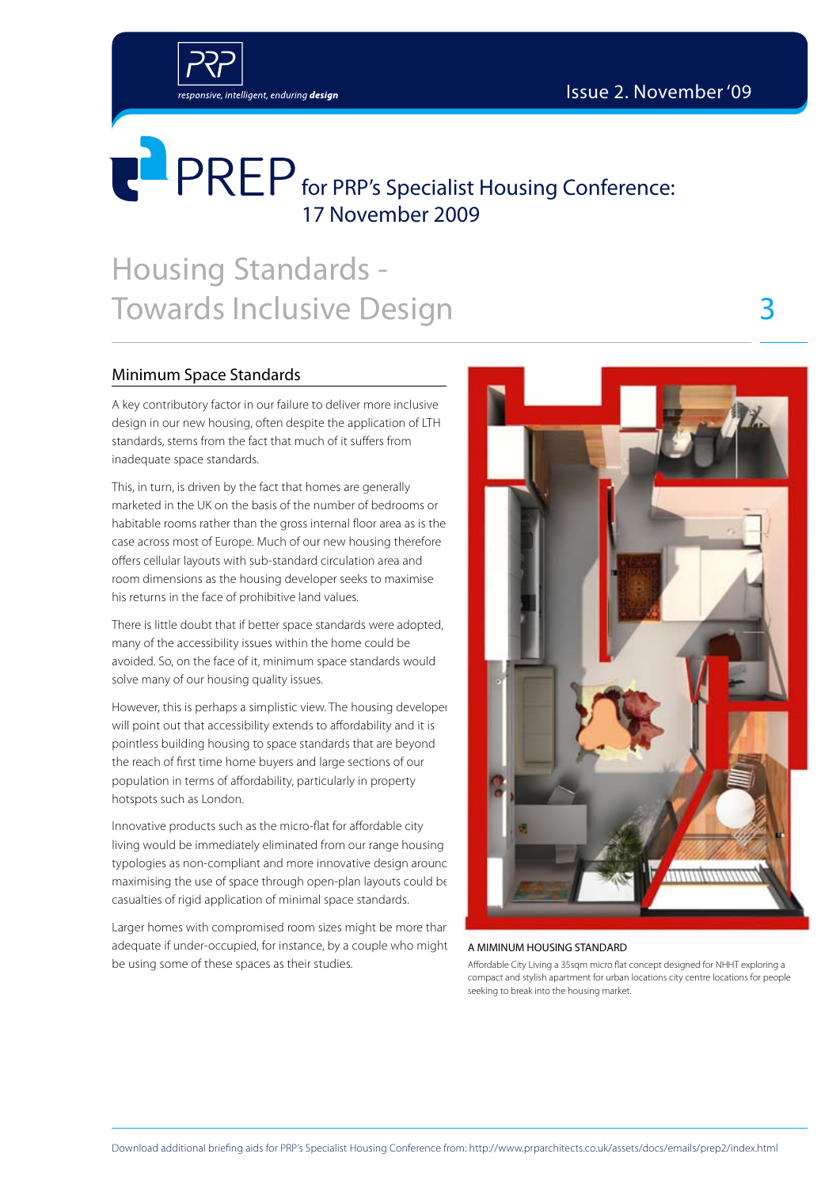# PREP for PRP's Specialist Housing Conference: 17 November 2009

## Housing Standards - Towards Inclusive Design

### Minimum Space Standards

A key contributory factor in our failure to deliver more inclusive design in our new housing, often despite the application of LTH standards, stems from the fact that much of it suffers from inadequate space standards.

This, in turn, is driven by the fact that homes are generally marketed in the UK on the basis of the number of bedrooms or habitable rooms rather than the gross internal floor area as is the case across most of Europe. Much of our new housing therefore offers cellular layouts with sub-standard circulation area and room dimensions as the housing developer seeks to maximise his returns in the face of prohibitive land values.

There is little doubt that if better space standards were adopted, many of the accessibility issues within the home could be avoided. So, on the face of it, minimum space standards would solve many of our housing quality issues.

However, this is perhaps a simplistic view. The housing developer will point out that accessibility extends to affordability and it is pointless building housing to space standards that are beyond the reach of first time home buyers and large sections of our population in terms of affordability, particularly in property hotspots such as London.

Innovative products such as the micro-flat for affordable city living would be immediately eliminated from our range housing typologies as non-compliant and more innovative design around maximising the use of space through open-plan layouts could be casualties of rigid application of minimal space standards.

Larger homes with compromised room sizes might be more than adequate if under-occupied, for instance, by a couple who might be using some of these spaces as their studies.

A MIMINUM HOUSING STANDARD

Affordable City Living a 35sqm micro flat concept designed for NHHT exploring a compact and stylish apartment for urban locations city centre locations for people seeking to break into the housing market.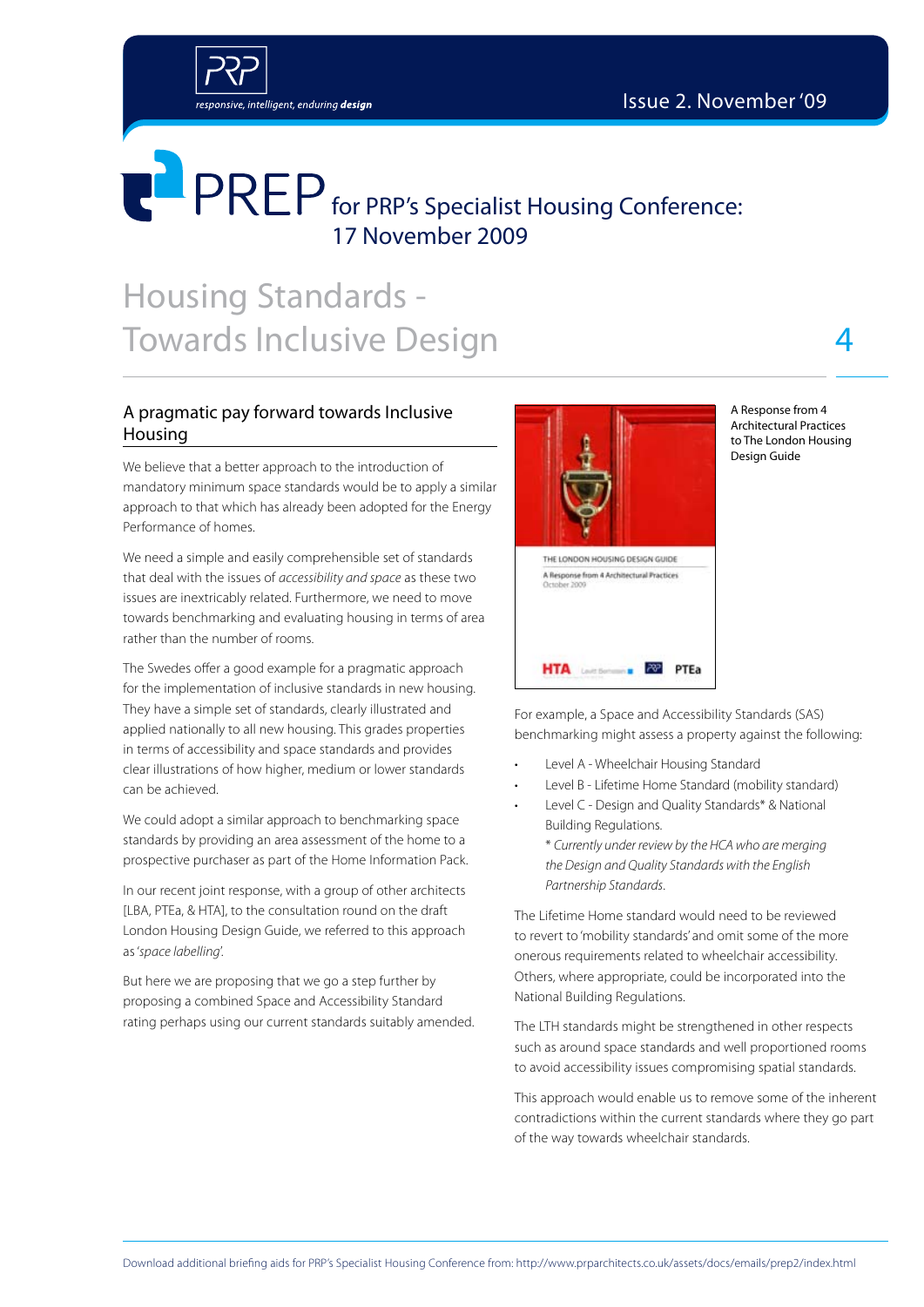# Housing Standards - Towards Inclusive Design

## A pragmatic pay forward towards Inclusive Housing

We believe that a better approach to the introduction of mandatory minimum space standards would be to apply a similar approach to that which has already been adopted for the Energy Performance of homes.

We need a simple and easily comprehensible set of standards that deal with the issues of *accessibility and space* as these two issues are inextricably related. Furthermore, we need to move towards benchmarking and evaluating housing in terms of area rather than the number of rooms.

The Swedes offer a good example for a pragmatic approach for the implementation of inclusive standards in new housing. They have a simple set of standards, clearly illustrated and applied nationally to all new housing. This grades properties in terms of accessibility and space standards and provides clear illustrations of how higher, medium or lower standards can be achieved.

We could adopt a similar approach to benchmarking space standards by providing an area assessment of the home to a prospective purchaser as part of the Home Information Pack.

In our recent joint response, with a group of other architects [LBA, PTEa, & HTA], to the consultation round on the draft London Housing Design Guide, we referred to this approach as '*space labelling*'.

But here we are proposing that we go a step further by proposing a combined Space and Accessibility Standard rating perhaps using our current standards suitably amended.

A Response from 4 Architectural Practices to The London Housing Design Guide

For example, a Space and Accessibility Standards (SAS) benchmarking might assess a property against the following:

- Level A - Wheelchair Housing Standard
- Level B - Lifetime Home Standard (mobility standard)
- Level C - Design and Quality Standards* & National Building Regulations.

  *\* Currently under review by the HCA who are merging the Design and Quality Standards with the English Partnership Standards.*

The Lifetime Home standard would need to be reviewed to revert to 'mobility standards' and omit some of the more onerous requirements related to wheelchair accessibility. Others, where appropriate, could be incorporated into the National Building Regulations.

The LTH standards might be strengthened in other respects such as around space standards and well proportioned rooms to avoid accessibility issues compromising spatial standards.

This approach would enable us to remove some of the inherent contradictions within the current standards where they go part of the way towards wheelchair standards.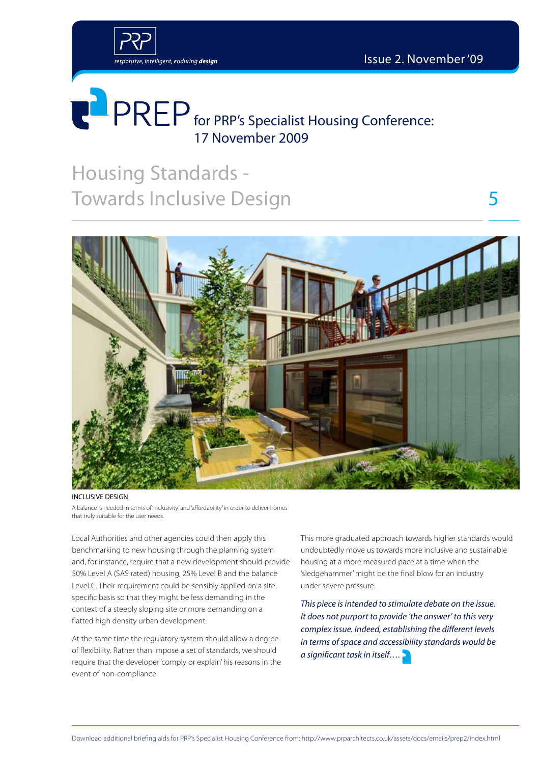# PREP for PRP's Specialist Housing Conference: 17 November 2009

## Housing Standards - Towards Inclusive Design

INCLUSIVE DESIGN

A balance is needed in terms of 'inclusivity' and 'affordability' in order to deliver homes that truly suitable for the user needs.

Local Authorities and other agencies could then apply this benchmarking to new housing through the planning system and, for instance, require that a new development should provide 50% Level A (SAS rated) housing, 25% Level B and the balance Level C. Their requirement could be sensibly applied on a site specific basis so that they might be less demanding in the context of a steeply sloping site or more demanding on a flatted high density urban development.

At the same time the regulatory system should allow a degree of flexibility. Rather than impose a set of standards, we should require that the developer 'comply or explain' his reasons in the event of non-compliance.

This more graduated approach towards higher standards would undoubtedly move us towards more inclusive and sustainable housing at a more measured pace at a time when the 'sledgehammer' might be the final blow for an industry under severe pressure.

*This piece is intended to stimulate debate on the issue. It does not purport to provide 'the answer' to this very complex issue. Indeed, establishing the different levels in terms of space and accessibility standards would be a significant task in itself….*

Download additional briefing aids for PRP's Specialist Housing Conference from: http://www.prparchitects.co.uk/assets/docs/emails/prep2/index.html